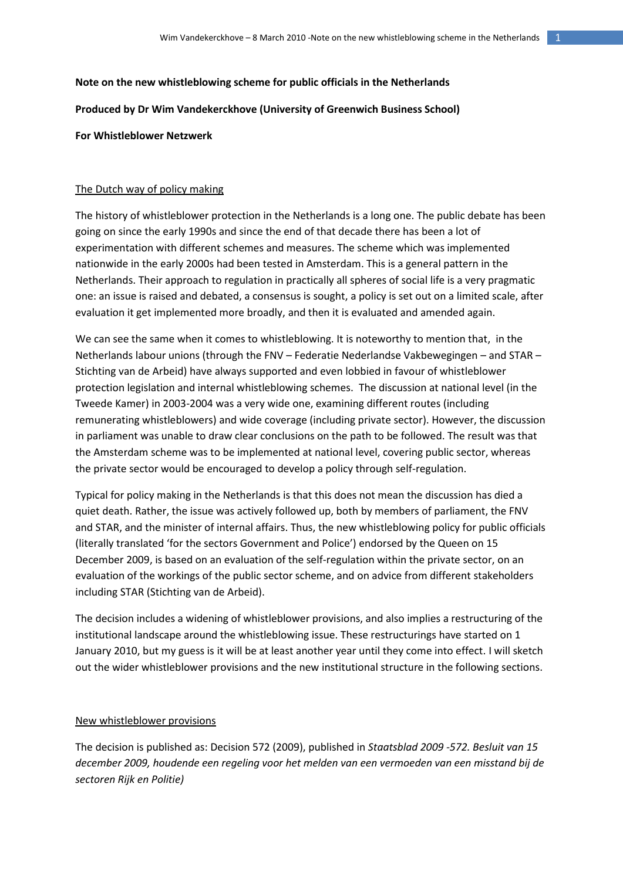**Note on the new whistleblowing scheme for public officials in the Netherlands**

**Produced by Dr Wim Vandekerckhove (University of Greenwich Business School)**

**For Whistleblower Netzwerk**

## The Dutch way of policy making

The history of whistleblower protection in the Netherlands is a long one. The public debate has been going on since the early 1990s and since the end of that decade there has been a lot of experimentation with different schemes and measures. The scheme which was implemented nationwide in the early 2000s had been tested in Amsterdam. This is a general pattern in the Netherlands. Their approach to regulation in practically all spheres of social life is a very pragmatic one: an issue is raised and debated, a consensus is sought, a policy is set out on a limited scale, after evaluation it get implemented more broadly, and then it is evaluated and amended again.

We can see the same when it comes to whistleblowing. It is noteworthy to mention that, in the Netherlands labour unions (through the FNV – Federatie Nederlandse Vakbewegingen – and STAR – Stichting van de Arbeid) have always supported and even lobbied in favour of whistleblower protection legislation and internal whistleblowing schemes. The discussion at national level (in the Tweede Kamer) in 2003-2004 was a very wide one, examining different routes (including remunerating whistleblowers) and wide coverage (including private sector). However, the discussion in parliament was unable to draw clear conclusions on the path to be followed. The result was that the Amsterdam scheme was to be implemented at national level, covering public sector, whereas the private sector would be encouraged to develop a policy through self-regulation.

Typical for policy making in the Netherlands is that this does not mean the discussion has died a quiet death. Rather, the issue was actively followed up, both by members of parliament, the FNV and STAR, and the minister of internal affairs. Thus, the new whistleblowing policy for public officials (literally translated 'for the sectors Government and Police') endorsed by the Queen on 15 December 2009, is based on an evaluation of the self-regulation within the private sector, on an evaluation of the workings of the public sector scheme, and on advice from different stakeholders including STAR (Stichting van de Arbeid).

The decision includes a widening of whistleblower provisions, and also implies a restructuring of the institutional landscape around the whistleblowing issue. These restructurings have started on 1 January 2010, but my guess is it will be at least another year until they come into effect. I will sketch out the wider whistleblower provisions and the new institutional structure in the following sections.

## New whistleblower provisions

The decision is published as: Decision 572 (2009), published in *Staatsblad 2009 -572. Besluit van 15 december 2009, houdende een regeling voor het melden van een vermoeden van een misstand bij de sectoren Rijk en Politie)*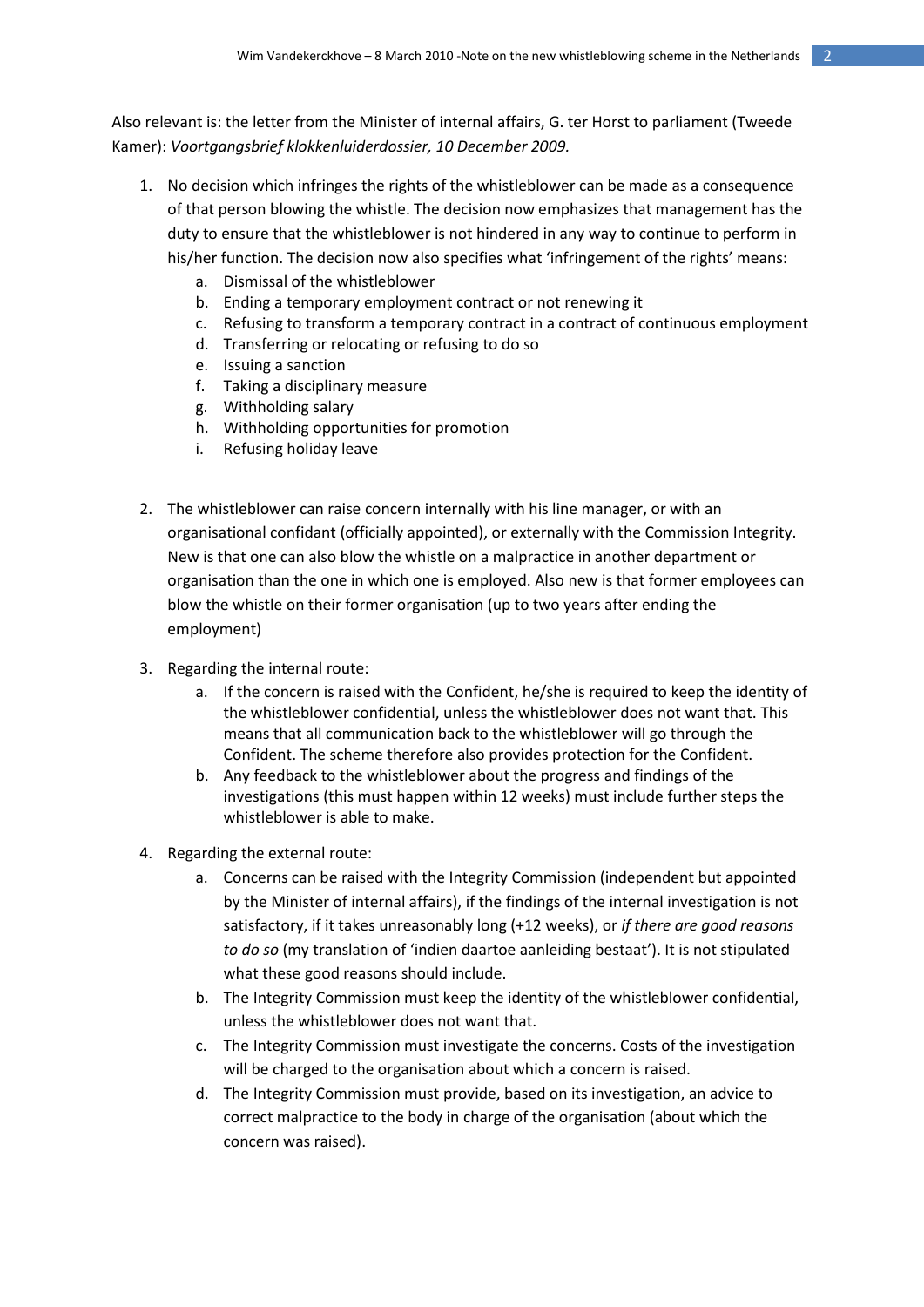Also relevant is: the letter from the Minister of internal affairs, G. ter Horst to parliament (Tweede Kamer): *Voortgangsbrief klokkenluiderdossier, 10 December 2009.*

1. No decision which infringes the rights of the whistleblower can be made as a consequence of that person blowing the whistle. The decision now emphasizes that management has the duty to ensure that the whistleblower is not hindered in any way to continue to perform in his/her function. The decision now also specifies what 'infringement of the rights' means:
   a. Dismissal of the whistleblower
   b. Ending a temporary employment contract or not renewing it
   c. Refusing to transform a temporary contract in a contract of continuous employment
   d. Transferring or relocating or refusing to do so
   e. Issuing a sanction
   f. Taking a disciplinary measure
   g. Withholding salary
   h. Withholding opportunities for promotion
   i. Refusing holiday leave

2. The whistleblower can raise concern internally with his line manager, or with an organisational confidant (officially appointed), or externally with the Commission Integrity. New is that one can also blow the whistle on a malpractice in another department or organisation than the one in which one is employed. Also new is that former employees can blow the whistle on their former organisation (up to two years after ending the employment)

3. Regarding the internal route:
   a. If the concern is raised with the Confident, he/she is required to keep the identity of the whistleblower confidential, unless the whistleblower does not want that. This means that all communication back to the whistleblower will go through the Confident. The scheme therefore also provides protection for the Confident.
   b. Any feedback to the whistleblower about the progress and findings of the investigations (this must happen within 12 weeks) must include further steps the whistleblower is able to make.

4. Regarding the external route:
   a. Concerns can be raised with the Integrity Commission (independent but appointed by the Minister of internal affairs), if the findings of the internal investigation is not satisfactory, if it takes unreasonably long (+12 weeks), or *if there are good reasons to do so* (my translation of 'indien daartoe aanleiding bestaat'). It is not stipulated what these good reasons should include.
   b. The Integrity Commission must keep the identity of the whistleblower confidential, unless the whistleblower does not want that.
   c. The Integrity Commission must investigate the concerns. Costs of the investigation will be charged to the organisation about which a concern is raised.
   d. The Integrity Commission must provide, based on its investigation, an advice to correct malpractice to the body in charge of the organisation (about which the concern was raised).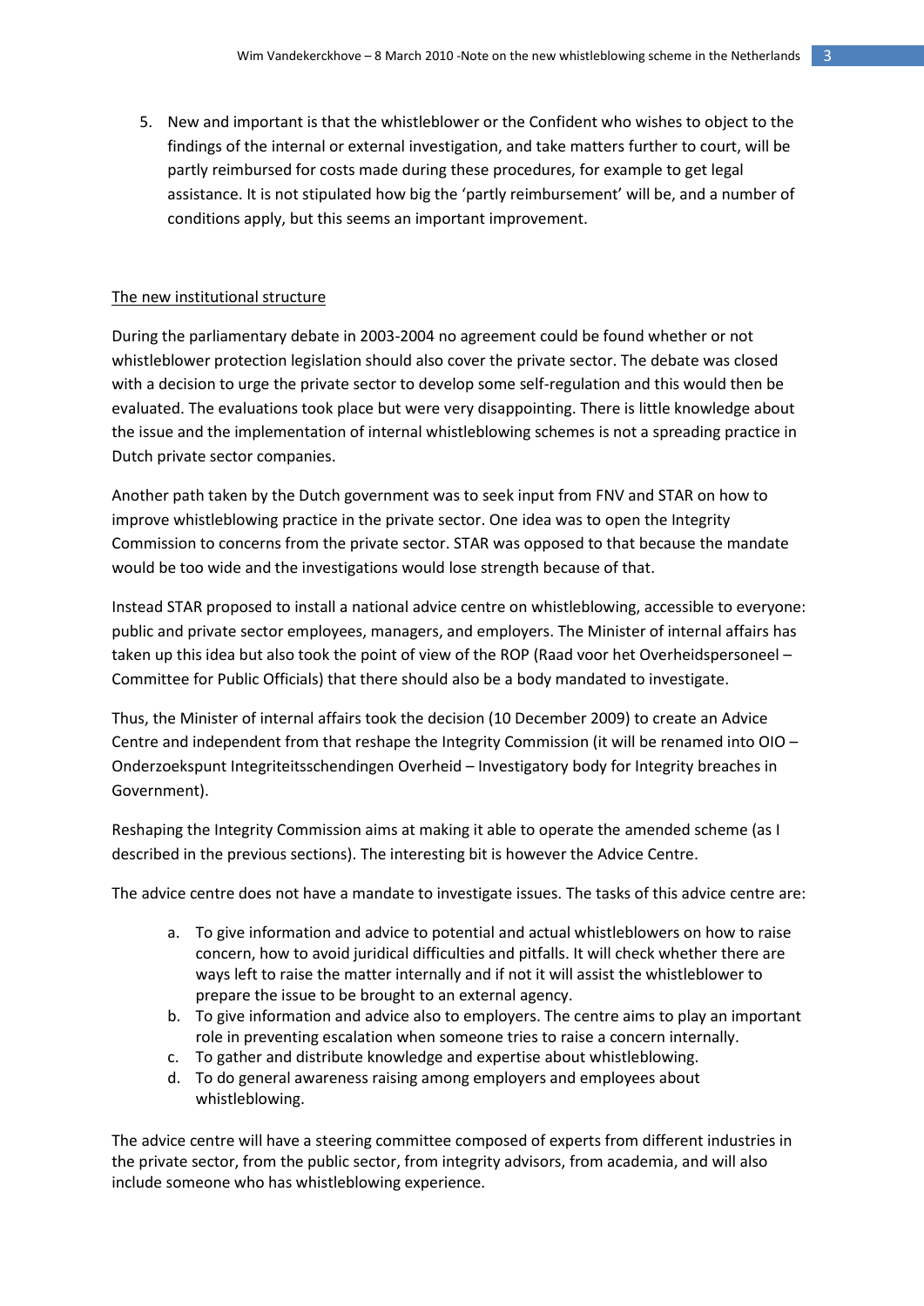5. New and important is that the whistleblower or the Confident who wishes to object to the findings of the internal or external investigation, and take matters further to court, will be partly reimbursed for costs made during these procedures, for example to get legal assistance. It is not stipulated how big the 'partly reimbursement' will be, and a number of conditions apply, but this seems an important improvement.

## The new institutional structure

During the parliamentary debate in 2003-2004 no agreement could be found whether or not whistleblower protection legislation should also cover the private sector. The debate was closed with a decision to urge the private sector to develop some self-regulation and this would then be evaluated. The evaluations took place but were very disappointing. There is little knowledge about the issue and the implementation of internal whistleblowing schemes is not a spreading practice in Dutch private sector companies.

Another path taken by the Dutch government was to seek input from FNV and STAR on how to improve whistleblowing practice in the private sector. One idea was to open the Integrity Commission to concerns from the private sector. STAR was opposed to that because the mandate would be too wide and the investigations would lose strength because of that.

Instead STAR proposed to install a national advice centre on whistleblowing, accessible to everyone: public and private sector employees, managers, and employers. The Minister of internal affairs has taken up this idea but also took the point of view of the ROP (Raad voor het Overheidspersoneel – Committee for Public Officials) that there should also be a body mandated to investigate.

Thus, the Minister of internal affairs took the decision (10 December 2009) to create an Advice Centre and independent from that reshape the Integrity Commission (it will be renamed into OIO – Onderzoekspunt Integriteitsschendingen Overheid – Investigatory body for Integrity breaches in Government).

Reshaping the Integrity Commission aims at making it able to operate the amended scheme (as I described in the previous sections). The interesting bit is however the Advice Centre.

The advice centre does not have a mandate to investigate issues. The tasks of this advice centre are:

a. To give information and advice to potential and actual whistleblowers on how to raise concern, how to avoid juridical difficulties and pitfalls. It will check whether there are ways left to raise the matter internally and if not it will assist the whistleblower to prepare the issue to be brought to an external agency.
b. To give information and advice also to employers. The centre aims to play an important role in preventing escalation when someone tries to raise a concern internally.
c. To gather and distribute knowledge and expertise about whistleblowing.
d. To do general awareness raising among employers and employees about whistleblowing.

The advice centre will have a steering committee composed of experts from different industries in the private sector, from the public sector, from integrity advisors, from academia, and will also include someone who has whistleblowing experience.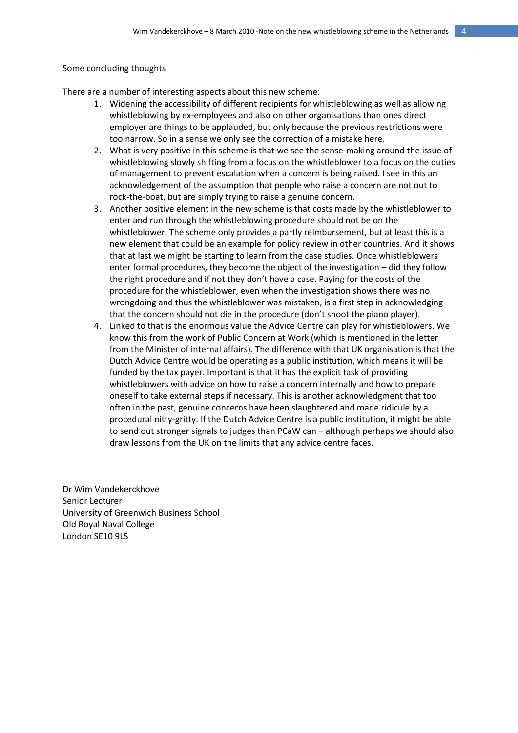Some concluding thoughts

There are a number of interesting aspects about this new scheme:

1. Widening the accessibility of different recipients for whistleblowing as well as allowing whistleblowing by ex-employees and also on other organisations than ones direct employer are things to be applauded, but only because the previous restrictions were too narrow. So in a sense we only see the correction of a mistake here.
2. What is very positive in this scheme is that we see the sense-making around the issue of whistleblowing slowly shifting from a focus on the whistleblower to a focus on the duties of management to prevent escalation when a concern is being raised. I see in this an acknowledgement of the assumption that people who raise a concern are not out to rock-the-boat, but are simply trying to raise a genuine concern.
3. Another positive element in the new scheme is that costs made by the whistleblower to enter and run through the whistleblowing procedure should not be on the whistleblower. The scheme only provides a partly reimbursement, but at least this is a new element that could be an example for policy review in other countries. And it shows that at last we might be starting to learn from the case studies. Once whistleblowers enter formal procedures, they become the object of the investigation – did they follow the right procedure and if not they don't have a case. Paying for the costs of the procedure for the whistleblower, even when the investigation shows there was no wrongdoing and thus the whistleblower was mistaken, is a first step in acknowledging that the concern should not die in the procedure (don't shoot the piano player).
4. Linked to that is the enormous value the Advice Centre can play for whistleblowers. We know this from the work of Public Concern at Work (which is mentioned in the letter from the Minister of internal affairs). The difference with that UK organisation is that the Dutch Advice Centre would be operating as a public institution, which means it will be funded by the tax payer. Important is that it has the explicit task of providing whistleblowers with advice on how to raise a concern internally and how to prepare oneself to take external steps if necessary. This is another acknowledgment that too often in the past, genuine concerns have been slaughtered and made ridicule by a procedural nitty-gritty. If the Dutch Advice Centre is a public institution, it might be able to send out stronger signals to judges than PCaW can – although perhaps we should also draw lessons from the UK on the limits that any advice centre faces.

Dr Wim Vandekerckhove
Senior Lecturer
University of Greenwich Business School
Old Royal Naval College
London SE10 9LS